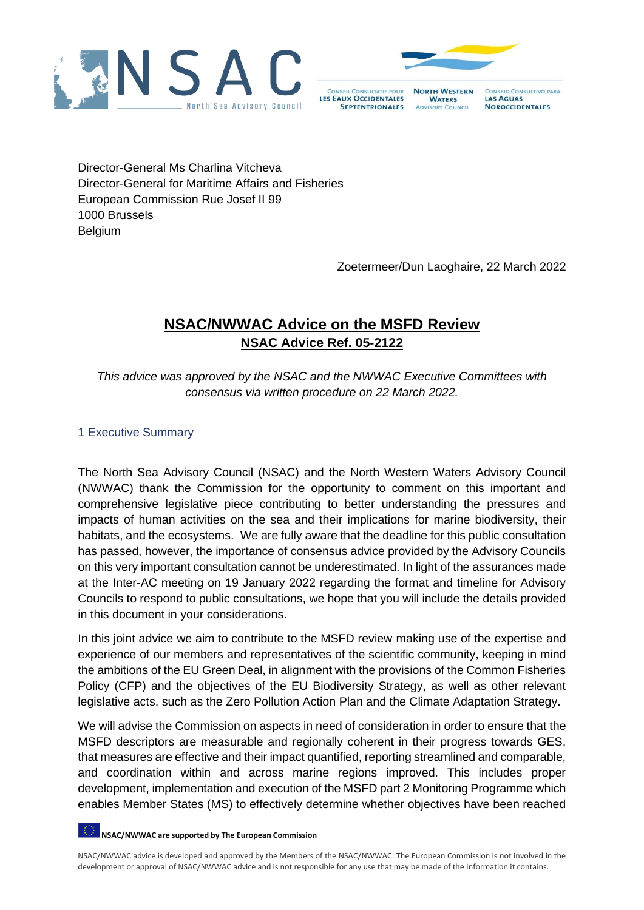Director-General Ms Charlina Vitcheva
Director-General for Maritime Affairs and Fisheries
European Commission Rue Josef II 99
1000 Brussels
Belgium

Zoetermeer/Dun Laoghaire, 22 March 2022

# NSAC/NWWAC Advice on the MSFD Review

## NSAC Advice Ref. 05-2122

*This advice was approved by the NSAC and the NWWAC Executive Committees with consensus via written procedure on 22 March 2022.*

## 1 Executive Summary

The North Sea Advisory Council (NSAC) and the North Western Waters Advisory Council (NWWAC) thank the Commission for the opportunity to comment on this important and comprehensive legislative piece contributing to better understanding the pressures and impacts of human activities on the sea and their implications for marine biodiversity, their habitats, and the ecosystems. We are fully aware that the deadline for this public consultation has passed, however, the importance of consensus advice provided by the Advisory Councils on this very important consultation cannot be underestimated. In light of the assurances made at the Inter-AC meeting on 19 January 2022 regarding the format and timeline for Advisory Councils to respond to public consultations, we hope that you will include the details provided in this document in your considerations.

In this joint advice we aim to contribute to the MSFD review making use of the expertise and experience of our members and representatives of the scientific community, keeping in mind the ambitions of the EU Green Deal, in alignment with the provisions of the Common Fisheries Policy (CFP) and the objectives of the EU Biodiversity Strategy, as well as other relevant legislative acts, such as the Zero Pollution Action Plan and the Climate Adaptation Strategy.

We will advise the Commission on aspects in need of consideration in order to ensure that the MSFD descriptors are measurable and regionally coherent in their progress towards GES, that measures are effective and their impact quantified, reporting streamlined and comparable, and coordination within and across marine regions improved. This includes proper development, implementation and execution of the MSFD part 2 Monitoring Programme which enables Member States (MS) to effectively determine whether objectives have been reached

**NSAC/NWWAC are supported by The European Commission**

NSAC/NWWAC advice is developed and approved by the Members of the NSAC/NWWAC. The European Commission is not involved in the development or approval of NSAC/NWWAC advice and is not responsible for any use that may be made of the information it contains.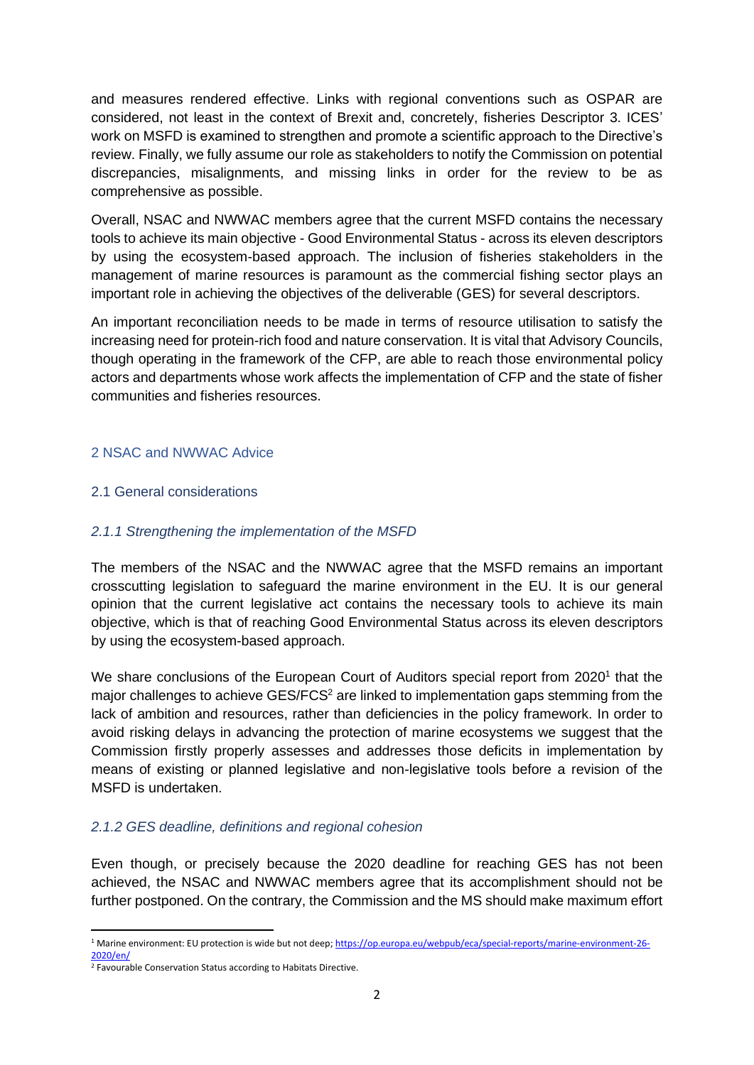and measures rendered effective. Links with regional conventions such as OSPAR are considered, not least in the context of Brexit and, concretely, fisheries Descriptor 3. ICES' work on MSFD is examined to strengthen and promote a scientific approach to the Directive's review. Finally, we fully assume our role as stakeholders to notify the Commission on potential discrepancies, misalignments, and missing links in order for the review to be as comprehensive as possible.

Overall, NSAC and NWWAC members agree that the current MSFD contains the necessary tools to achieve its main objective - Good Environmental Status - across its eleven descriptors by using the ecosystem-based approach. The inclusion of fisheries stakeholders in the management of marine resources is paramount as the commercial fishing sector plays an important role in achieving the objectives of the deliverable (GES) for several descriptors.

An important reconciliation needs to be made in terms of resource utilisation to satisfy the increasing need for protein-rich food and nature conservation. It is vital that Advisory Councils, though operating in the framework of the CFP, are able to reach those environmental policy actors and departments whose work affects the implementation of CFP and the state of fisher communities and fisheries resources.

## 2 NSAC and NWWAC Advice

### 2.1 General considerations

#### *2.1.1 Strengthening the implementation of the MSFD*

The members of the NSAC and the NWWAC agree that the MSFD remains an important crosscutting legislation to safeguard the marine environment in the EU. It is our general opinion that the current legislative act contains the necessary tools to achieve its main objective, which is that of reaching Good Environmental Status across its eleven descriptors by using the ecosystem-based approach.

We share conclusions of the European Court of Auditors special report from 2020[1] that the major challenges to achieve GES/FCS[2] are linked to implementation gaps stemming from the lack of ambition and resources, rather than deficiencies in the policy framework. In order to avoid risking delays in advancing the protection of marine ecosystems we suggest that the Commission firstly properly assesses and addresses those deficits in implementation by means of existing or planned legislative and non-legislative tools before a revision of the MSFD is undertaken.

#### *2.1.2 GES deadline, definitions and regional cohesion*

Even though, or precisely because the 2020 deadline for reaching GES has not been achieved, the NSAC and NWWAC members agree that its accomplishment should not be further postponed. On the contrary, the Commission and the MS should make maximum effort

---

[1] Marine environment: EU protection is wide but not deep; https://op.europa.eu/webpub/eca/special-reports/marine-environment-26-2020/en/

[2] Favourable Conservation Status according to Habitats Directive.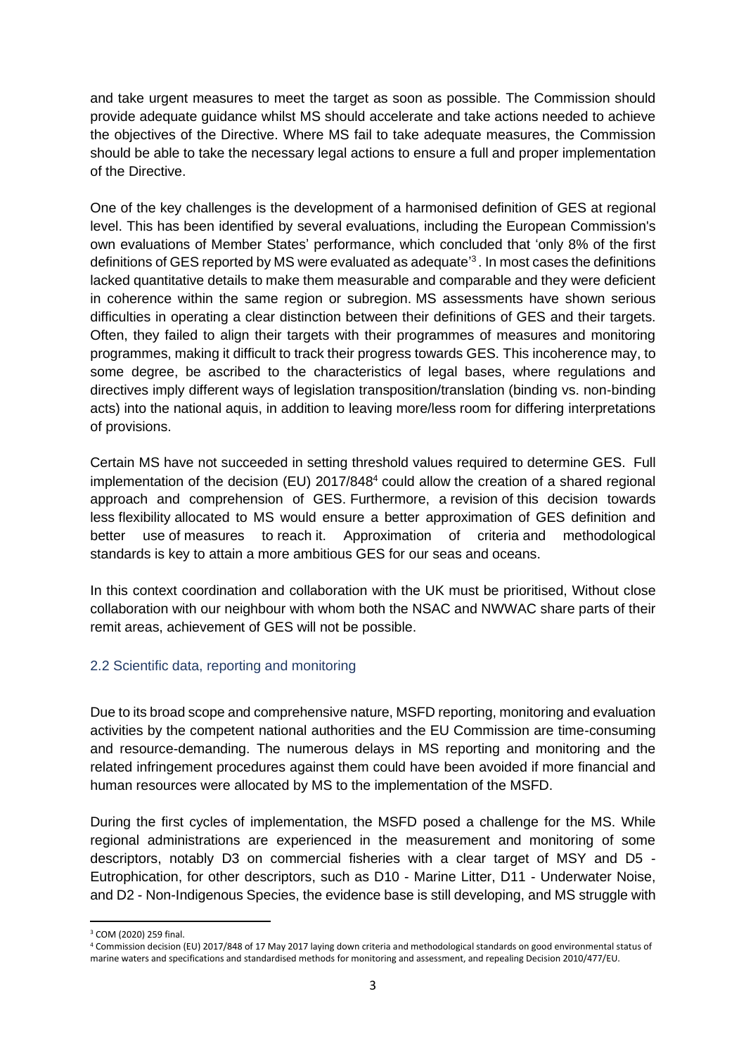and take urgent measures to meet the target as soon as possible. The Commission should provide adequate guidance whilst MS should accelerate and take actions needed to achieve the objectives of the Directive. Where MS fail to take adequate measures, the Commission should be able to take the necessary legal actions to ensure a full and proper implementation of the Directive.

One of the key challenges is the development of a harmonised definition of GES at regional level. This has been identified by several evaluations, including the European Commission's own evaluations of Member States' performance, which concluded that 'only 8% of the first definitions of GES reported by MS were evaluated as adequate'[3]. In most cases the definitions lacked quantitative details to make them measurable and comparable and they were deficient in coherence within the same region or subregion. MS assessments have shown serious difficulties in operating a clear distinction between their definitions of GES and their targets. Often, they failed to align their targets with their programmes of measures and monitoring programmes, making it difficult to track their progress towards GES. This incoherence may, to some degree, be ascribed to the characteristics of legal bases, where regulations and directives imply different ways of legislation transposition/translation (binding vs. non-binding acts) into the national aquis, in addition to leaving more/less room for differing interpretations of provisions.

Certain MS have not succeeded in setting threshold values required to determine GES. Full implementation of the decision (EU) 2017/848[4] could allow the creation of a shared regional approach and comprehension of GES. Furthermore, a revision of this decision towards less flexibility allocated to MS would ensure a better approximation of GES definition and better use of measures to reach it. Approximation of criteria and methodological standards is key to attain a more ambitious GES for our seas and oceans.

In this context coordination and collaboration with the UK must be prioritised, Without close collaboration with our neighbour with whom both the NSAC and NWWAC share parts of their remit areas, achievement of GES will not be possible.

## 2.2 Scientific data, reporting and monitoring

Due to its broad scope and comprehensive nature, MSFD reporting, monitoring and evaluation activities by the competent national authorities and the EU Commission are time-consuming and resource-demanding. The numerous delays in MS reporting and monitoring and the related infringement procedures against them could have been avoided if more financial and human resources were allocated by MS to the implementation of the MSFD.

During the first cycles of implementation, the MSFD posed a challenge for the MS. While regional administrations are experienced in the measurement and monitoring of some descriptors, notably D3 on commercial fisheries with a clear target of MSY and D5 - Eutrophication, for other descriptors, such as D10 - Marine Litter, D11 - Underwater Noise, and D2 - Non-Indigenous Species, the evidence base is still developing, and MS struggle with

[3] COM (2020) 259 final.

[4] Commission decision (EU) 2017/848 of 17 May 2017 laying down criteria and methodological standards on good environmental status of marine waters and specifications and standardised methods for monitoring and assessment, and repealing Decision 2010/477/EU.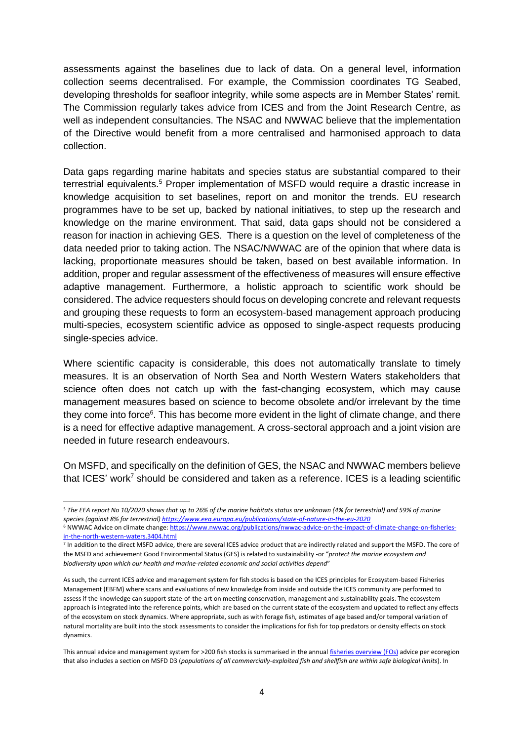assessments against the baselines due to lack of data. On a general level, information collection seems decentralised. For example, the Commission coordinates TG Seabed, developing thresholds for seafloor integrity, while some aspects are in Member States' remit. The Commission regularly takes advice from ICES and from the Joint Research Centre, as well as independent consultancies. The NSAC and NWWAC believe that the implementation of the Directive would benefit from a more centralised and harmonised approach to data collection.

Data gaps regarding marine habitats and species status are substantial compared to their terrestrial equivalents.[5] Proper implementation of MSFD would require a drastic increase in knowledge acquisition to set baselines, report on and monitor the trends. EU research programmes have to be set up, backed by national initiatives, to step up the research and knowledge on the marine environment. That said, data gaps should not be considered a reason for inaction in achieving GES. There is a question on the level of completeness of the data needed prior to taking action. The NSAC/NWWAC are of the opinion that where data is lacking, proportionate measures should be taken, based on best available information. In addition, proper and regular assessment of the effectiveness of measures will ensure effective adaptive management. Furthermore, a holistic approach to scientific work should be considered. The advice requesters should focus on developing concrete and relevant requests and grouping these requests to form an ecosystem-based management approach producing multi-species, ecosystem scientific advice as opposed to single-aspect requests producing single-species advice.

Where scientific capacity is considerable, this does not automatically translate to timely measures. It is an observation of North Sea and North Western Waters stakeholders that science often does not catch up with the fast-changing ecosystem, which may cause management measures based on science to become obsolete and/or irrelevant by the time they come into force[6]. This has become more evident in the light of climate change, and there is a need for effective adaptive management. A cross-sectoral approach and a joint vision are needed in future research endeavours.

On MSFD, and specifically on the definition of GES, the NSAC and NWWAC members believe that ICES' work[7] should be considered and taken as a reference. ICES is a leading scientific

---

[5] *The EEA report No 10/2020 shows that up to 26% of the marine habitats status are unknown (4% for terrestrial) and 59% of marine species (against 8% for terrestrial) https://www.eea.europa.eu/publications/state-of-nature-in-the-eu-2020*

[6] NWWAC Advice on climate change: https://www.nwwac.org/publications/nwwac-advice-on-the-impact-of-climate-change-on-fisheries-in-the-north-western-waters.3404.html

[7] In addition to the direct MSFD advice, there are several ICES advice product that are indirectly related and support the MSFD. The core of the MSFD and achievement Good Environmental Status (GES) is related to sustainability -or "*protect the marine ecosystem and biodiversity upon which our health and marine-related economic and social activities depend*"

As such, the current ICES advice and management system for fish stocks is based on the ICES principles for Ecosystem-based Fisheries Management (EBFM) where scans and evaluations of new knowledge from inside and outside the ICES community are performed to assess if the knowledge can support state-of-the-art on meeting conservation, management and sustainability goals. The ecosystem approach is integrated into the reference points, which are based on the current state of the ecosystem and updated to reflect any effects of the ecosystem on stock dynamics. Where appropriate, such as with forage fish, estimates of age based and/or temporal variation of natural mortality are built into the stock assessments to consider the implications for fish for top predators or density effects on stock dynamics.

This annual advice and management system for >200 fish stocks is summarised in the annual fisheries overview (FOs) advice per ecoregion that also includes a section on MSFD D3 (*populations of all commercially-exploited fish and shellfish are within safe biological limits*). In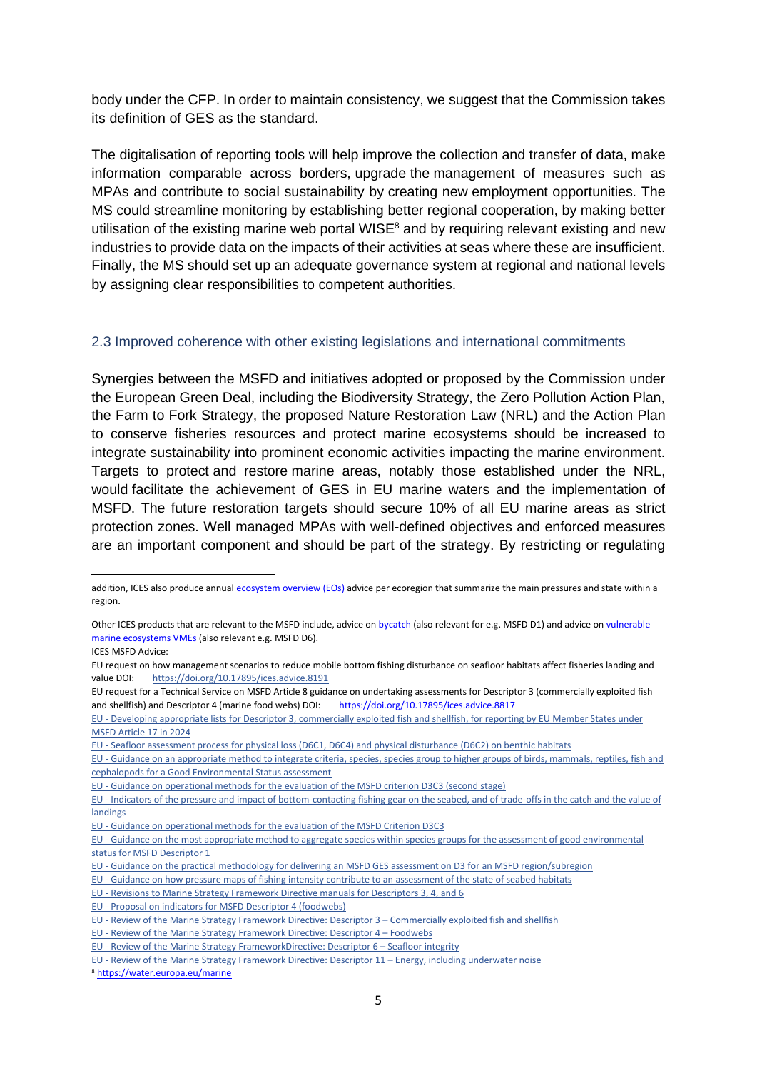body under the CFP. In order to maintain consistency, we suggest that the Commission takes its definition of GES as the standard.

The digitalisation of reporting tools will help improve the collection and transfer of data, make information comparable across borders, upgrade the management of measures such as MPAs and contribute to social sustainability by creating new employment opportunities. The MS could streamline monitoring by establishing better regional cooperation, by making better utilisation of the existing marine web portal WISE[8] and by requiring relevant existing and new industries to provide data on the impacts of their activities at seas where these are insufficient. Finally, the MS should set up an adequate governance system at regional and national levels by assigning clear responsibilities to competent authorities.

## 2.3 Improved coherence with other existing legislations and international commitments

Synergies between the MSFD and initiatives adopted or proposed by the Commission under the European Green Deal, including the Biodiversity Strategy, the Zero Pollution Action Plan, the Farm to Fork Strategy, the proposed Nature Restoration Law (NRL) and the Action Plan to conserve fisheries resources and protect marine ecosystems should be increased to integrate sustainability into prominent economic activities impacting the marine environment. Targets to protect and restore marine areas, notably those established under the NRL, would facilitate the achievement of GES in EU marine waters and the implementation of MSFD. The future restoration targets should secure 10% of all EU marine areas as strict protection zones. Well managed MPAs with well-defined objectives and enforced measures are an important component and should be part of the strategy. By restricting or regulating

---

addition, ICES also produce annual ecosystem overview (EOs) advice per ecoregion that summarize the main pressures and state within a region.

Other ICES products that are relevant to the MSFD include, advice on bycatch (also relevant for e.g. MSFD D1) and advice on vulnerable marine ecosystems VMEs (also relevant e.g. MSFD D6).

ICES MSFD Advice:

EU request on how management scenarios to reduce mobile bottom fishing disturbance on seafloor habitats affect fisheries landing and value DOI: https://doi.org/10.17895/ices.advice.8191

EU request for a Technical Service on MSFD Article 8 guidance on undertaking assessments for Descriptor 3 (commercially exploited fish and shellfish) and Descriptor 4 (marine food webs) DOI: https://doi.org/10.17895/ices.advice.8817

EU - Developing appropriate lists for Descriptor 3, commercially exploited fish and shellfish, for reporting by EU Member States under MSFD Article 17 in 2024

EU - Seafloor assessment process for physical loss (D6C1, D6C4) and physical disturbance (D6C2) on benthic habitats

EU - Guidance on an appropriate method to integrate criteria, species, species group to higher groups of birds, mammals, reptiles, fish and cephalopods for a Good Environmental Status assessment

EU - Guidance on operational methods for the evaluation of the MSFD criterion D3C3 (second stage)

EU - Indicators of the pressure and impact of bottom-contacting fishing gear on the seabed, and of trade-offs in the catch and the value of landings

EU - Guidance on operational methods for the evaluation of the MSFD Criterion D3C3

EU - Guidance on the most appropriate method to aggregate species within species groups for the assessment of good environmental status for MSFD Descriptor 1

EU - Guidance on the practical methodology for delivering an MSFD GES assessment on D3 for an MSFD region/subregion

EU - Guidance on how pressure maps of fishing intensity contribute to an assessment of the state of seabed habitats

EU - Revisions to Marine Strategy Framework Directive manuals for Descriptors 3, 4, and 6

EU - Proposal on indicators for MSFD Descriptor 4 (foodwebs)

EU - Review of the Marine Strategy Framework Directive: Descriptor 3 – Commercially exploited fish and shellfish

EU - Review of the Marine Strategy Framework Directive: Descriptor 4 – Foodwebs

EU - Review of the Marine Strategy FrameworkDirective: Descriptor 6 – Seafloor integrity

EU - Review of the Marine Strategy Framework Directive: Descriptor 11 – Energy, including underwater noise

[8] https://water.europa.eu/marine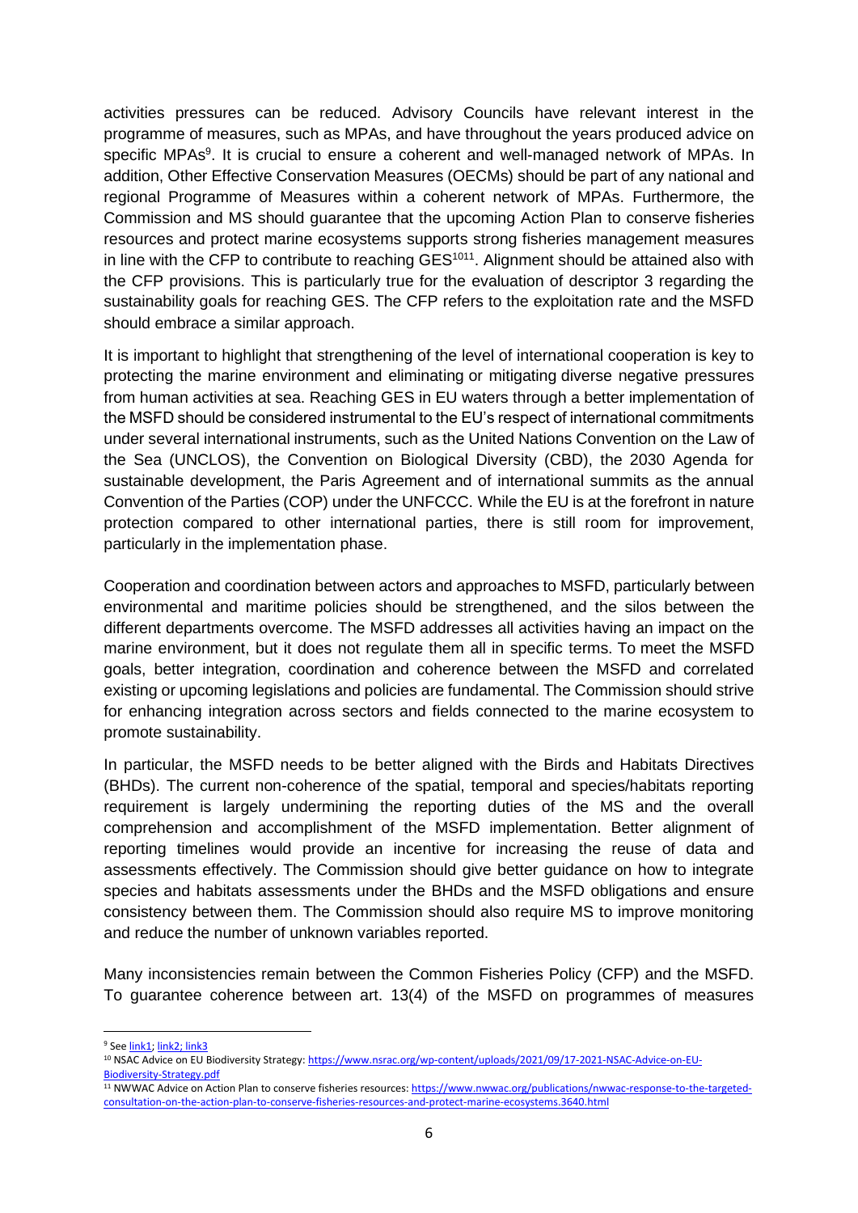activities pressures can be reduced. Advisory Councils have relevant interest in the programme of measures, such as MPAs, and have throughout the years produced advice on specific MPAs[9]. It is crucial to ensure a coherent and well-managed network of MPAs. In addition, Other Effective Conservation Measures (OECMs) should be part of any national and regional Programme of Measures within a coherent network of MPAs. Furthermore, the Commission and MS should guarantee that the upcoming Action Plan to conserve fisheries resources and protect marine ecosystems supports strong fisheries management measures in line with the CFP to contribute to reaching GES[10][11]. Alignment should be attained also with the CFP provisions. This is particularly true for the evaluation of descriptor 3 regarding the sustainability goals for reaching GES. The CFP refers to the exploitation rate and the MSFD should embrace a similar approach.

It is important to highlight that strengthening of the level of international cooperation is key to protecting the marine environment and eliminating or mitigating diverse negative pressures from human activities at sea. Reaching GES in EU waters through a better implementation of the MSFD should be considered instrumental to the EU's respect of international commitments under several international instruments, such as the United Nations Convention on the Law of the Sea (UNCLOS), the Convention on Biological Diversity (CBD), the 2030 Agenda for sustainable development, the Paris Agreement and of international summits as the annual Convention of the Parties (COP) under the UNFCCC. While the EU is at the forefront in nature protection compared to other international parties, there is still room for improvement, particularly in the implementation phase.

Cooperation and coordination between actors and approaches to MSFD, particularly between environmental and maritime policies should be strengthened, and the silos between the different departments overcome. The MSFD addresses all activities having an impact on the marine environment, but it does not regulate them all in specific terms. To meet the MSFD goals, better integration, coordination and coherence between the MSFD and correlated existing or upcoming legislations and policies are fundamental. The Commission should strive for enhancing integration across sectors and fields connected to the marine ecosystem to promote sustainability.

In particular, the MSFD needs to be better aligned with the Birds and Habitats Directives (BHDs). The current non-coherence of the spatial, temporal and species/habitats reporting requirement is largely undermining the reporting duties of the MS and the overall comprehension and accomplishment of the MSFD implementation. Better alignment of reporting timelines would provide an incentive for increasing the reuse of data and assessments effectively. The Commission should give better guidance on how to integrate species and habitats assessments under the BHDs and the MSFD obligations and ensure consistency between them. The Commission should also require MS to improve monitoring and reduce the number of unknown variables reported.

Many inconsistencies remain between the Common Fisheries Policy (CFP) and the MSFD. To guarantee coherence between art. 13(4) of the MSFD on programmes of measures

---

[9] See link1; link2; link3

[10] NSAC Advice on EU Biodiversity Strategy: https://www.nsrac.org/wp-content/uploads/2021/09/17-2021-NSAC-Advice-on-EU-Biodiversity-Strategy.pdf

[11] NWWAC Advice on Action Plan to conserve fisheries resources: https://www.nwwac.org/publications/nwwac-response-to-the-targeted-consultation-on-the-action-plan-to-conserve-fisheries-resources-and-protect-marine-ecosystems.3640.html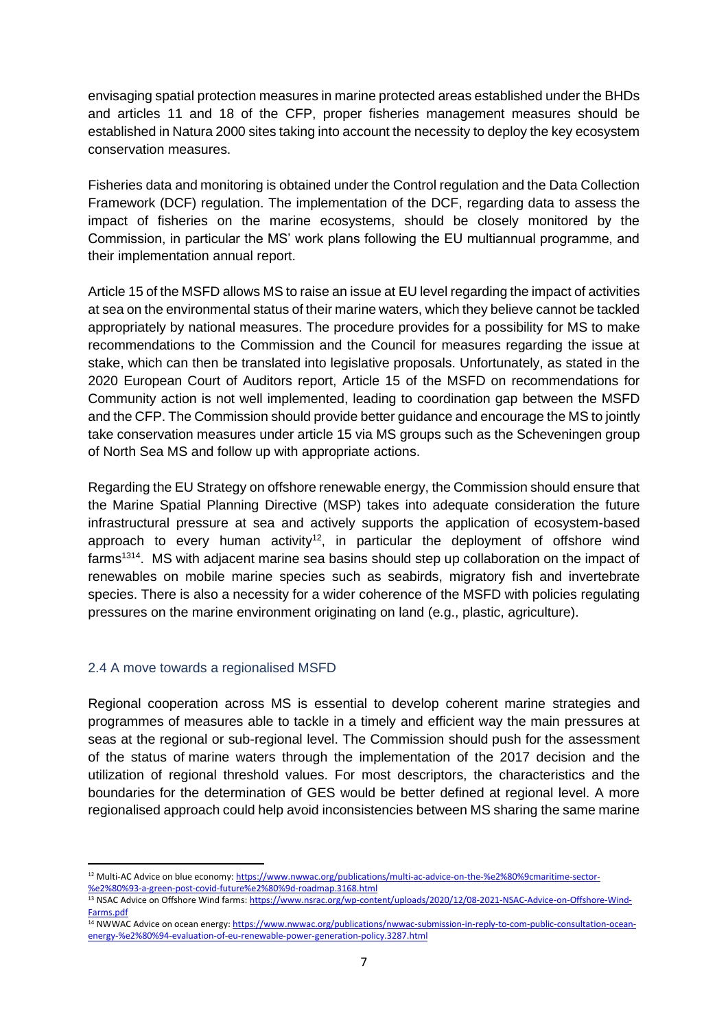envisaging spatial protection measures in marine protected areas established under the BHDs and articles 11 and 18 of the CFP, proper fisheries management measures should be established in Natura 2000 sites taking into account the necessity to deploy the key ecosystem conservation measures.

Fisheries data and monitoring is obtained under the Control regulation and the Data Collection Framework (DCF) regulation. The implementation of the DCF, regarding data to assess the impact of fisheries on the marine ecosystems, should be closely monitored by the Commission, in particular the MS' work plans following the EU multiannual programme, and their implementation annual report.

Article 15 of the MSFD allows MS to raise an issue at EU level regarding the impact of activities at sea on the environmental status of their marine waters, which they believe cannot be tackled appropriately by national measures. The procedure provides for a possibility for MS to make recommendations to the Commission and the Council for measures regarding the issue at stake, which can then be translated into legislative proposals. Unfortunately, as stated in the 2020 European Court of Auditors report, Article 15 of the MSFD on recommendations for Community action is not well implemented, leading to coordination gap between the MSFD and the CFP. The Commission should provide better guidance and encourage the MS to jointly take conservation measures under article 15 via MS groups such as the Scheveningen group of North Sea MS and follow up with appropriate actions.

Regarding the EU Strategy on offshore renewable energy, the Commission should ensure that the Marine Spatial Planning Directive (MSP) takes into adequate consideration the future infrastructural pressure at sea and actively supports the application of ecosystem-based approach to every human activity[12], in particular the deployment of offshore wind farms[13][14]. MS with adjacent marine sea basins should step up collaboration on the impact of renewables on mobile marine species such as seabirds, migratory fish and invertebrate species. There is also a necessity for a wider coherence of the MSFD with policies regulating pressures on the marine environment originating on land (e.g., plastic, agriculture).

## 2.4 A move towards a regionalised MSFD

Regional cooperation across MS is essential to develop coherent marine strategies and programmes of measures able to tackle in a timely and efficient way the main pressures at seas at the regional or sub-regional level. The Commission should push for the assessment of the status of marine waters through the implementation of the 2017 decision and the utilization of regional threshold values. For most descriptors, the characteristics and the boundaries for the determination of GES would be better defined at regional level. A more regionalised approach could help avoid inconsistencies between MS sharing the same marine

---

[12] Multi-AC Advice on blue economy: https://www.nwwac.org/publications/multi-ac-advice-on-the-%e2%80%9cmaritime-sector-%e2%80%93-a-green-post-covid-future%e2%80%9d-roadmap.3168.html

[13] NSAC Advice on Offshore Wind farms: https://www.nsrac.org/wp-content/uploads/2020/12/08-2021-NSAC-Advice-on-Offshore-Wind-Farms.pdf

[14] NWWAC Advice on ocean energy: https://www.nwwac.org/publications/nwwac-submission-in-reply-to-com-public-consultation-ocean-energy-%e2%80%94-evaluation-of-eu-renewable-power-generation-policy.3287.html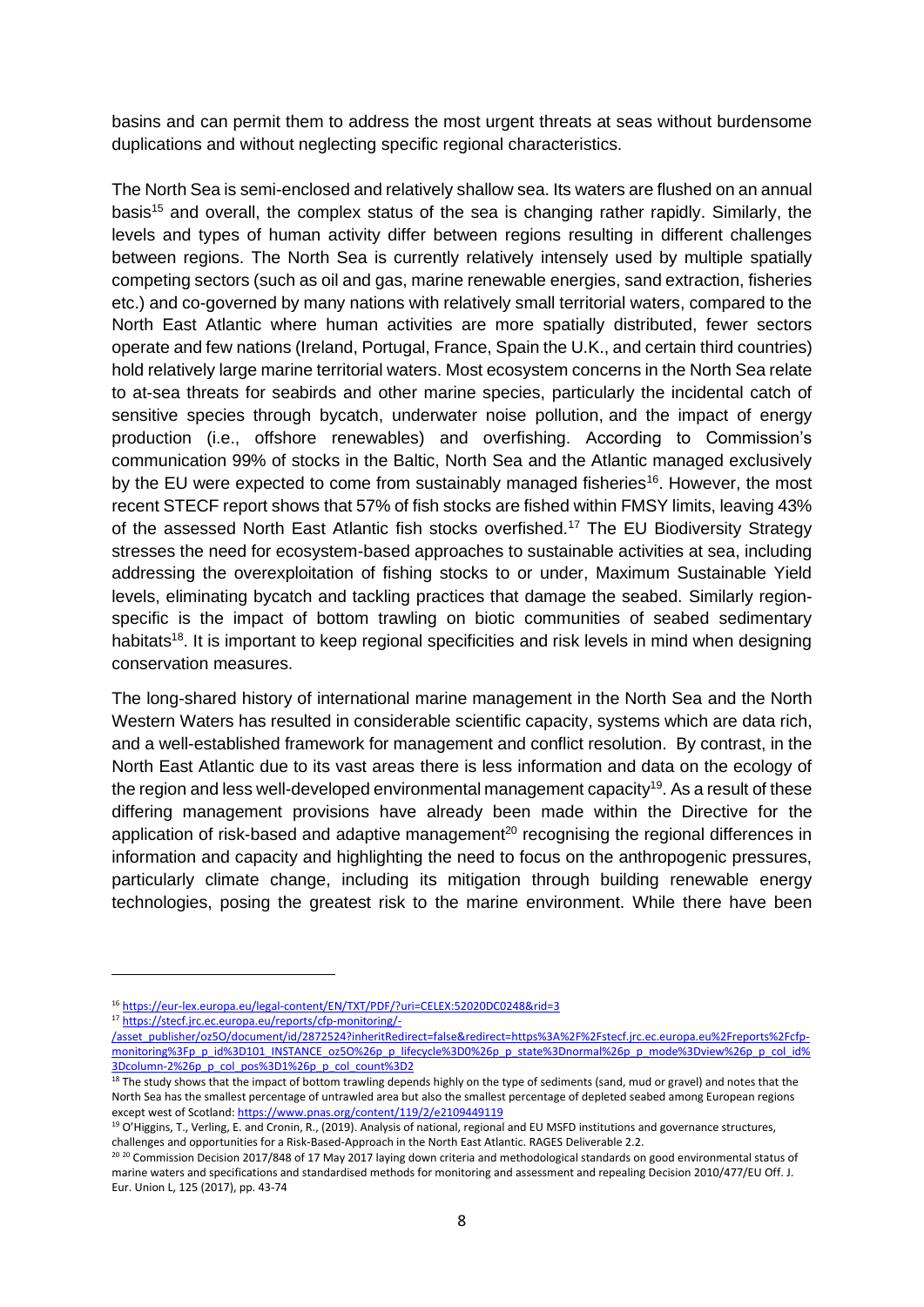basins and can permit them to address the most urgent threats at seas without burdensome duplications and without neglecting specific regional characteristics.

The North Sea is semi-enclosed and relatively shallow sea. Its waters are flushed on an annual basis[15] and overall, the complex status of the sea is changing rather rapidly. Similarly, the levels and types of human activity differ between regions resulting in different challenges between regions. The North Sea is currently relatively intensely used by multiple spatially competing sectors (such as oil and gas, marine renewable energies, sand extraction, fisheries etc.) and co-governed by many nations with relatively small territorial waters, compared to the North East Atlantic where human activities are more spatially distributed, fewer sectors operate and few nations (Ireland, Portugal, France, Spain the U.K., and certain third countries) hold relatively large marine territorial waters. Most ecosystem concerns in the North Sea relate to at-sea threats for seabirds and other marine species, particularly the incidental catch of sensitive species through bycatch, underwater noise pollution, and the impact of energy production (i.e., offshore renewables) and overfishing. According to Commission's communication 99% of stocks in the Baltic, North Sea and the Atlantic managed exclusively by the EU were expected to come from sustainably managed fisheries[16]. However, the most recent STECF report shows that 57% of fish stocks are fished within FMSY limits, leaving 43% of the assessed North East Atlantic fish stocks overfished.[17] The EU Biodiversity Strategy stresses the need for ecosystem-based approaches to sustainable activities at sea, including addressing the overexploitation of fishing stocks to or under, Maximum Sustainable Yield levels, eliminating bycatch and tackling practices that damage the seabed. Similarly region-specific is the impact of bottom trawling on biotic communities of seabed sedimentary habitats[18]. It is important to keep regional specificities and risk levels in mind when designing conservation measures.

The long-shared history of international marine management in the North Sea and the North Western Waters has resulted in considerable scientific capacity, systems which are data rich, and a well-established framework for management and conflict resolution. By contrast, in the North East Atlantic due to its vast areas there is less information and data on the ecology of the region and less well-developed environmental management capacity[19]. As a result of these differing management provisions have already been made within the Directive for the application of risk-based and adaptive management[20] recognising the regional differences in information and capacity and highlighting the need to focus on the anthropogenic pressures, particularly climate change, including its mitigation through building renewable energy technologies, posing the greatest risk to the marine environment. While there have been

---

[16] https://eur-lex.europa.eu/legal-content/EN/TXT/PDF/?uri=CELEX:52020DC0248&rid=3

[17] https://stecf.jrc.ec.europa.eu/reports/cfp-monitoring/-/asset_publisher/oz5O/document/id/2872524?inheritRedirect=false&redirect=https%3A%2F%2Fstecf.jrc.ec.europa.eu%2Freports%2Fcfp-monitoring%3Fp_p_id%3D101_INSTANCE_oz5O%26p_p_lifecycle%3D0%26p_p_state%3Dnormal%26p_p_mode%3Dview%26p_p_col_id%3Dcolumn-2%26p_p_col_pos%3D1%26p_p_col_count%3D2

[18] The study shows that the impact of bottom trawling depends highly on the type of sediments (sand, mud or gravel) and notes that the North Sea has the smallest percentage of untrawled area but also the smallest percentage of depleted seabed among European regions except west of Scotland: https://www.pnas.org/content/119/2/e2109449119

[19] O'Higgins, T., Verling, E. and Cronin, R., (2019). Analysis of national, regional and EU MSFD institutions and governance structures, challenges and opportunities for a Risk-Based-Approach in the North East Atlantic. RAGES Deliverable 2.2.

[20] [20] Commission Decision 2017/848 of 17 May 2017 laying down criteria and methodological standards on good environmental status of marine waters and specifications and standardised methods for monitoring and assessment and repealing Decision 2010/477/EU Off. J. Eur. Union L, 125 (2017), pp. 43-74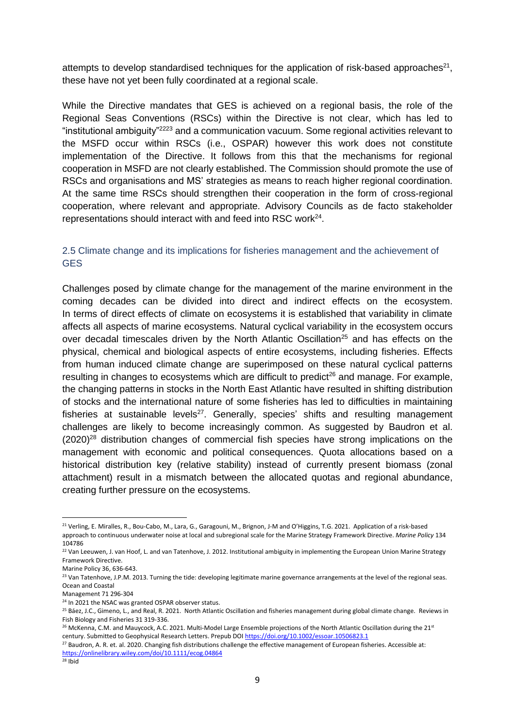attempts to develop standardised techniques for the application of risk-based approaches[21], these have not yet been fully coordinated at a regional scale.

While the Directive mandates that GES is achieved on a regional basis, the role of the Regional Seas Conventions (RSCs) within the Directive is not clear, which has led to "institutional ambiguity"[22][23] and a communication vacuum. Some regional activities relevant to the MSFD occur within RSCs (i.e., OSPAR) however this work does not constitute implementation of the Directive. It follows from this that the mechanisms for regional cooperation in MSFD are not clearly established. The Commission should promote the use of RSCs and organisations and MS' strategies as means to reach higher regional coordination. At the same time RSCs should strengthen their cooperation in the form of cross-regional cooperation, where relevant and appropriate. Advisory Councils as de facto stakeholder representations should interact with and feed into RSC work[24].

## 2.5 Climate change and its implications for fisheries management and the achievement of GES

Challenges posed by climate change for the management of the marine environment in the coming decades can be divided into direct and indirect effects on the ecosystem. In terms of direct effects of climate on ecosystems it is established that variability in climate affects all aspects of marine ecosystems. Natural cyclical variability in the ecosystem occurs over decadal timescales driven by the North Atlantic Oscillation[25] and has effects on the physical, chemical and biological aspects of entire ecosystems, including fisheries. Effects from human induced climate change are superimposed on these natural cyclical patterns resulting in changes to ecosystems which are difficult to predict[26] and manage. For example, the changing patterns in stocks in the North East Atlantic have resulted in shifting distribution of stocks and the international nature of some fisheries has led to difficulties in maintaining fisheries at sustainable levels[27]. Generally, species' shifts and resulting management challenges are likely to become increasingly common. As suggested by Baudron et al. (2020)[28] distribution changes of commercial fish species have strong implications on the management with economic and political consequences. Quota allocations based on a historical distribution key (relative stability) instead of currently present biomass (zonal attachment) result in a mismatch between the allocated quotas and regional abundance, creating further pressure on the ecosystems.

---

[21] Verling, E. Miralles, R., Bou-Cabo, M., Lara, G., Garagouni, M., Brignon, J-M and O'Higgins, T.G. 2021. Application of a risk-based approach to continuous underwater noise at local and subregional scale for the Marine Strategy Framework Directive. *Marine Policy* 134 104786

[22] Van Leeuwen, J. van Hoof, L. and van Tatenhove, J. 2012. Institutional ambiguity in implementing the European Union Marine Strategy Framework Directive.
Marine Policy 36, 636-643.

[23] Van Tatenhove, J.P.M. 2013. Turning the tide: developing legitimate marine governance arrangements at the level of the regional seas. Ocean and Coastal
Management 71 296-304

[24] In 2021 the NSAC was granted OSPAR observer status.

[25] Báez, J.C., Gimeno, L., and Real, R. 2021. North Atlantic Oscillation and fisheries management during global climate change. Reviews in Fish Biology and Fisheries 31 319-336.

[26] McKenna, C.M. and Mauycock, A.C. 2021. Multi-Model Large Ensemble projections of the North Atlantic Oscillation during the 21st century. Submitted to Geophysical Research Letters. Prepub DOI https://doi.org/10.1002/essoar.10506823.1

[27] Baudron, A. R. et. al. 2020. Changing fish distributions challenge the effective management of European fisheries. Accessible at: https://onlinelibrary.wiley.com/doi/10.1111/ecog.04864

[28] Ibid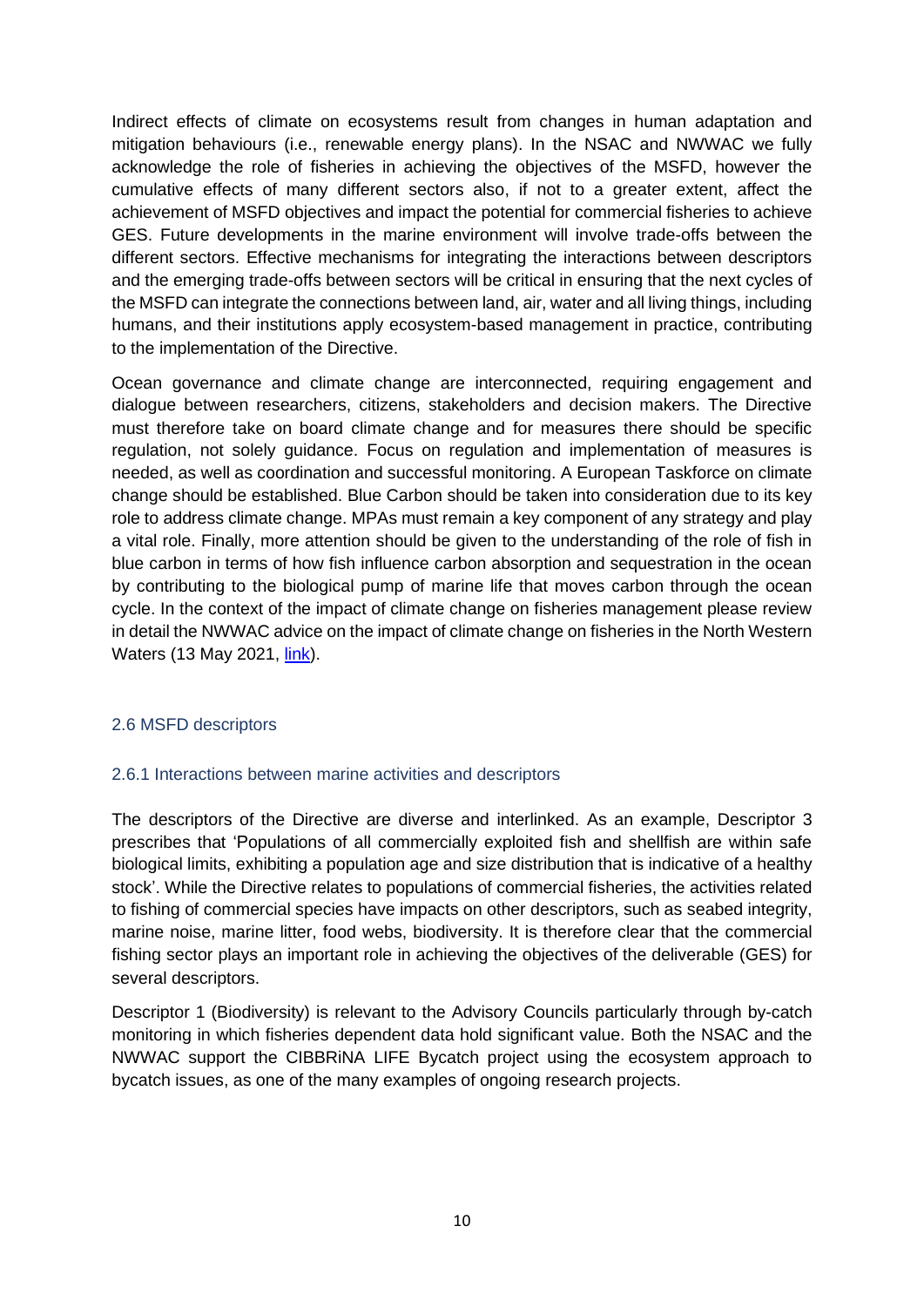Indirect effects of climate on ecosystems result from changes in human adaptation and mitigation behaviours (i.e., renewable energy plans). In the NSAC and NWWAC we fully acknowledge the role of fisheries in achieving the objectives of the MSFD, however the cumulative effects of many different sectors also, if not to a greater extent, affect the achievement of MSFD objectives and impact the potential for commercial fisheries to achieve GES. Future developments in the marine environment will involve trade-offs between the different sectors. Effective mechanisms for integrating the interactions between descriptors and the emerging trade-offs between sectors will be critical in ensuring that the next cycles of the MSFD can integrate the connections between land, air, water and all living things, including humans, and their institutions apply ecosystem-based management in practice, contributing to the implementation of the Directive.

Ocean governance and climate change are interconnected, requiring engagement and dialogue between researchers, citizens, stakeholders and decision makers. The Directive must therefore take on board climate change and for measures there should be specific regulation, not solely guidance. Focus on regulation and implementation of measures is needed, as well as coordination and successful monitoring. A European Taskforce on climate change should be established. Blue Carbon should be taken into consideration due to its key role to address climate change. MPAs must remain a key component of any strategy and play a vital role. Finally, more attention should be given to the understanding of the role of fish in blue carbon in terms of how fish influence carbon absorption and sequestration in the ocean by contributing to the biological pump of marine life that moves carbon through the ocean cycle. In the context of the impact of climate change on fisheries management please review in detail the NWWAC advice on the impact of climate change on fisheries in the North Western Waters (13 May 2021, link).

## 2.6 MSFD descriptors

### 2.6.1 Interactions between marine activities and descriptors

The descriptors of the Directive are diverse and interlinked. As an example, Descriptor 3 prescribes that 'Populations of all commercially exploited fish and shellfish are within safe biological limits, exhibiting a population age and size distribution that is indicative of a healthy stock'. While the Directive relates to populations of commercial fisheries, the activities related to fishing of commercial species have impacts on other descriptors, such as seabed integrity, marine noise, marine litter, food webs, biodiversity. It is therefore clear that the commercial fishing sector plays an important role in achieving the objectives of the deliverable (GES) for several descriptors.

Descriptor 1 (Biodiversity) is relevant to the Advisory Councils particularly through by-catch monitoring in which fisheries dependent data hold significant value. Both the NSAC and the NWWAC support the CIBBRiNA LIFE Bycatch project using the ecosystem approach to bycatch issues, as one of the many examples of ongoing research projects.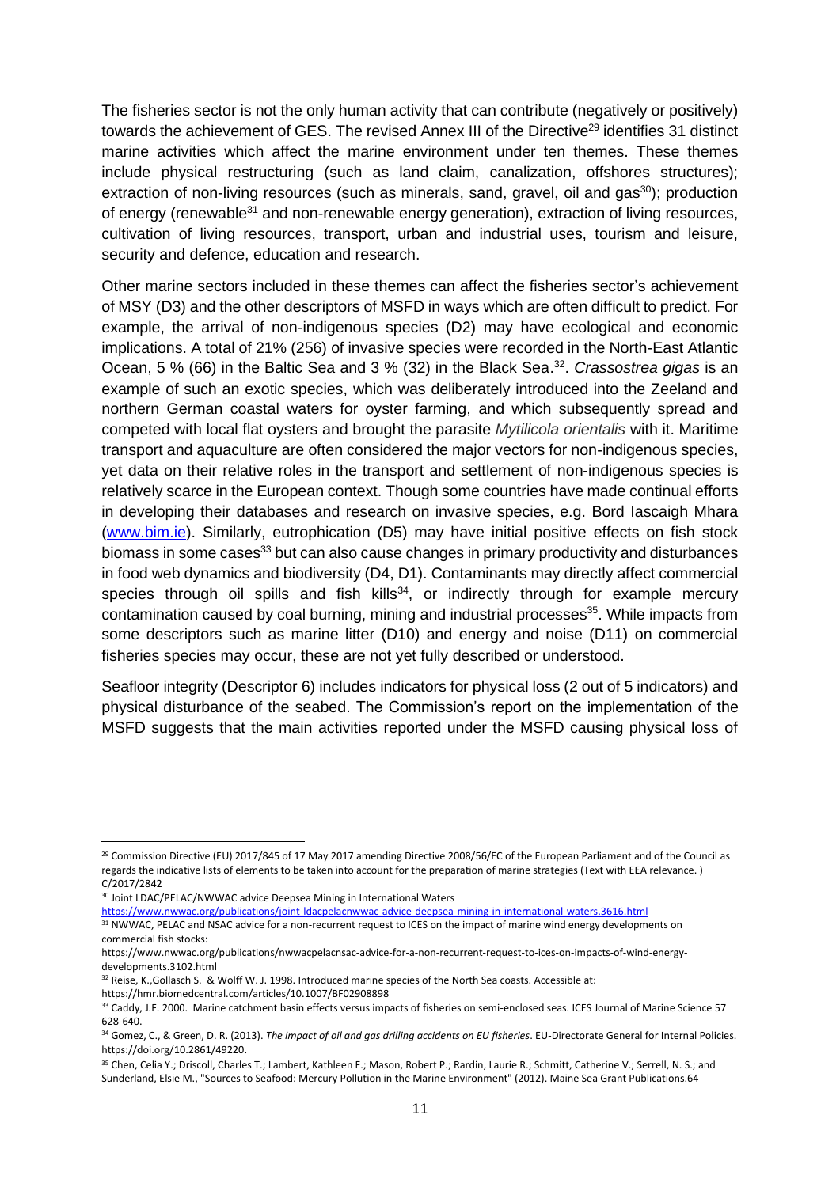The fisheries sector is not the only human activity that can contribute (negatively or positively) towards the achievement of GES. The revised Annex III of the Directive[29] identifies 31 distinct marine activities which affect the marine environment under ten themes. These themes include physical restructuring (such as land claim, canalization, offshores structures); extraction of non-living resources (such as minerals, sand, gravel, oil and gas[30]); production of energy (renewable[31] and non-renewable energy generation), extraction of living resources, cultivation of living resources, transport, urban and industrial uses, tourism and leisure, security and defence, education and research.

Other marine sectors included in these themes can affect the fisheries sector's achievement of MSY (D3) and the other descriptors of MSFD in ways which are often difficult to predict. For example, the arrival of non-indigenous species (D2) may have ecological and economic implications. A total of 21% (256) of invasive species were recorded in the North-East Atlantic Ocean, 5 % (66) in the Baltic Sea and 3 % (32) in the Black Sea.[32]. *Crassostrea gigas* is an example of such an exotic species, which was deliberately introduced into the Zeeland and northern German coastal waters for oyster farming, and which subsequently spread and competed with local flat oysters and brought the parasite *Mytilicola orientalis* with it. Maritime transport and aquaculture are often considered the major vectors for non-indigenous species, yet data on their relative roles in the transport and settlement of non-indigenous species is relatively scarce in the European context. Though some countries have made continual efforts in developing their databases and research on invasive species, e.g. Bord Iascaigh Mhara (www.bim.ie). Similarly, eutrophication (D5) may have initial positive effects on fish stock biomass in some cases[33] but can also cause changes in primary productivity and disturbances in food web dynamics and biodiversity (D4, D1). Contaminants may directly affect commercial species through oil spills and fish kills[34], or indirectly through for example mercury contamination caused by coal burning, mining and industrial processes[35]. While impacts from some descriptors such as marine litter (D10) and energy and noise (D11) on commercial fisheries species may occur, these are not yet fully described or understood.

Seafloor integrity (Descriptor 6) includes indicators for physical loss (2 out of 5 indicators) and physical disturbance of the seabed. The Commission's report on the implementation of the MSFD suggests that the main activities reported under the MSFD causing physical loss of

---

[29] Commission Directive (EU) 2017/845 of 17 May 2017 amending Directive 2008/56/EC of the European Parliament and of the Council as regards the indicative lists of elements to be taken into account for the preparation of marine strategies (Text with EEA relevance. ) C/2017/2842

[30] Joint LDAC/PELAC/NWWAC advice Deepsea Mining in International Waters https://www.nwwac.org/publications/joint-ldacpelacnwwac-advice-deepsea-mining-in-international-waters.3616.html

[31] NWWAC, PELAC and NSAC advice for a non-recurrent request to ICES on the impact of marine wind energy developments on commercial fish stocks: https://www.nwwac.org/publications/nwwacpelacnsac-advice-for-a-non-recurrent-request-to-ices-on-impacts-of-wind-energy-developments.3102.html

[32] Reise, K.,Gollasch S. & Wolff W. J. 1998. Introduced marine species of the North Sea coasts. Accessible at: https://hmr.biomedcentral.com/articles/10.1007/BF02908898

[33] Caddy, J.F. 2000. Marine catchment basin effects versus impacts of fisheries on semi-enclosed seas. ICES Journal of Marine Science 57 628-640.

[34] Gomez, C., & Green, D. R. (2013). *The impact of oil and gas drilling accidents on EU fisheries*. EU-Directorate General for Internal Policies. https://doi.org/10.2861/49220.

[35] Chen, Celia Y.; Driscoll, Charles T.; Lambert, Kathleen F.; Mason, Robert P.; Rardin, Laurie R.; Schmitt, Catherine V.; Serrell, N. S.; and Sunderland, Elsie M., "Sources to Seafood: Mercury Pollution in the Marine Environment" (2012). Maine Sea Grant Publications.64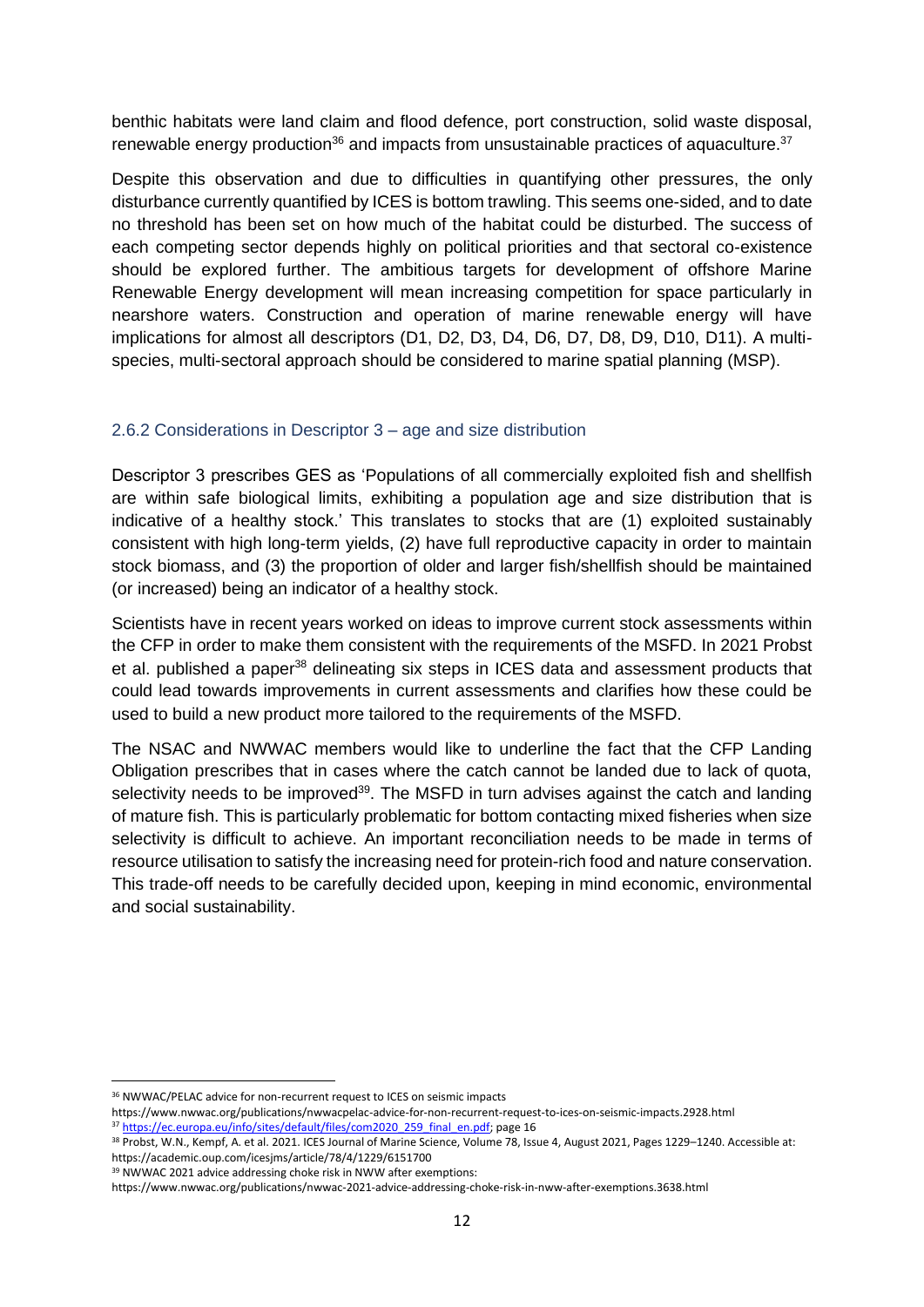benthic habitats were land claim and flood defence, port construction, solid waste disposal, renewable energy production[36] and impacts from unsustainable practices of aquaculture.[37]

Despite this observation and due to difficulties in quantifying other pressures, the only disturbance currently quantified by ICES is bottom trawling. This seems one-sided, and to date no threshold has been set on how much of the habitat could be disturbed. The success of each competing sector depends highly on political priorities and that sectoral co-existence should be explored further. The ambitious targets for development of offshore Marine Renewable Energy development will mean increasing competition for space particularly in nearshore waters. Construction and operation of marine renewable energy will have implications for almost all descriptors (D1, D2, D3, D4, D6, D7, D8, D9, D10, D11). A multi-species, multi-sectoral approach should be considered to marine spatial planning (MSP).

### 2.6.2 Considerations in Descriptor 3 – age and size distribution

Descriptor 3 prescribes GES as 'Populations of all commercially exploited fish and shellfish are within safe biological limits, exhibiting a population age and size distribution that is indicative of a healthy stock.' This translates to stocks that are (1) exploited sustainably consistent with high long-term yields, (2) have full reproductive capacity in order to maintain stock biomass, and (3) the proportion of older and larger fish/shellfish should be maintained (or increased) being an indicator of a healthy stock.

Scientists have in recent years worked on ideas to improve current stock assessments within the CFP in order to make them consistent with the requirements of the MSFD. In 2021 Probst et al. published a paper[38] delineating six steps in ICES data and assessment products that could lead towards improvements in current assessments and clarifies how these could be used to build a new product more tailored to the requirements of the MSFD.

The NSAC and NWWAC members would like to underline the fact that the CFP Landing Obligation prescribes that in cases where the catch cannot be landed due to lack of quota, selectivity needs to be improved[39]. The MSFD in turn advises against the catch and landing of mature fish. This is particularly problematic for bottom contacting mixed fisheries when size selectivity is difficult to achieve. An important reconciliation needs to be made in terms of resource utilisation to satisfy the increasing need for protein-rich food and nature conservation. This trade-off needs to be carefully decided upon, keeping in mind economic, environmental and social sustainability.

---

[36] NWWAC/PELAC advice for non-recurrent request to ICES on seismic impacts https://www.nwwac.org/publications/nwwacpelac-advice-for-non-recurrent-request-to-ices-on-seismic-impacts.2928.html

[37] https://ec.europa.eu/info/sites/default/files/com2020_259_final_en.pdf; page 16

[38] Probst, W.N., Kempf, A. et al. 2021. ICES Journal of Marine Science, Volume 78, Issue 4, August 2021, Pages 1229–1240. Accessible at: https://academic.oup.com/icesjms/article/78/4/1229/6151700

[39] NWWAC 2021 advice addressing choke risk in NWW after exemptions: https://www.nwwac.org/publications/nwwac-2021-advice-addressing-choke-risk-in-nww-after-exemptions.3638.html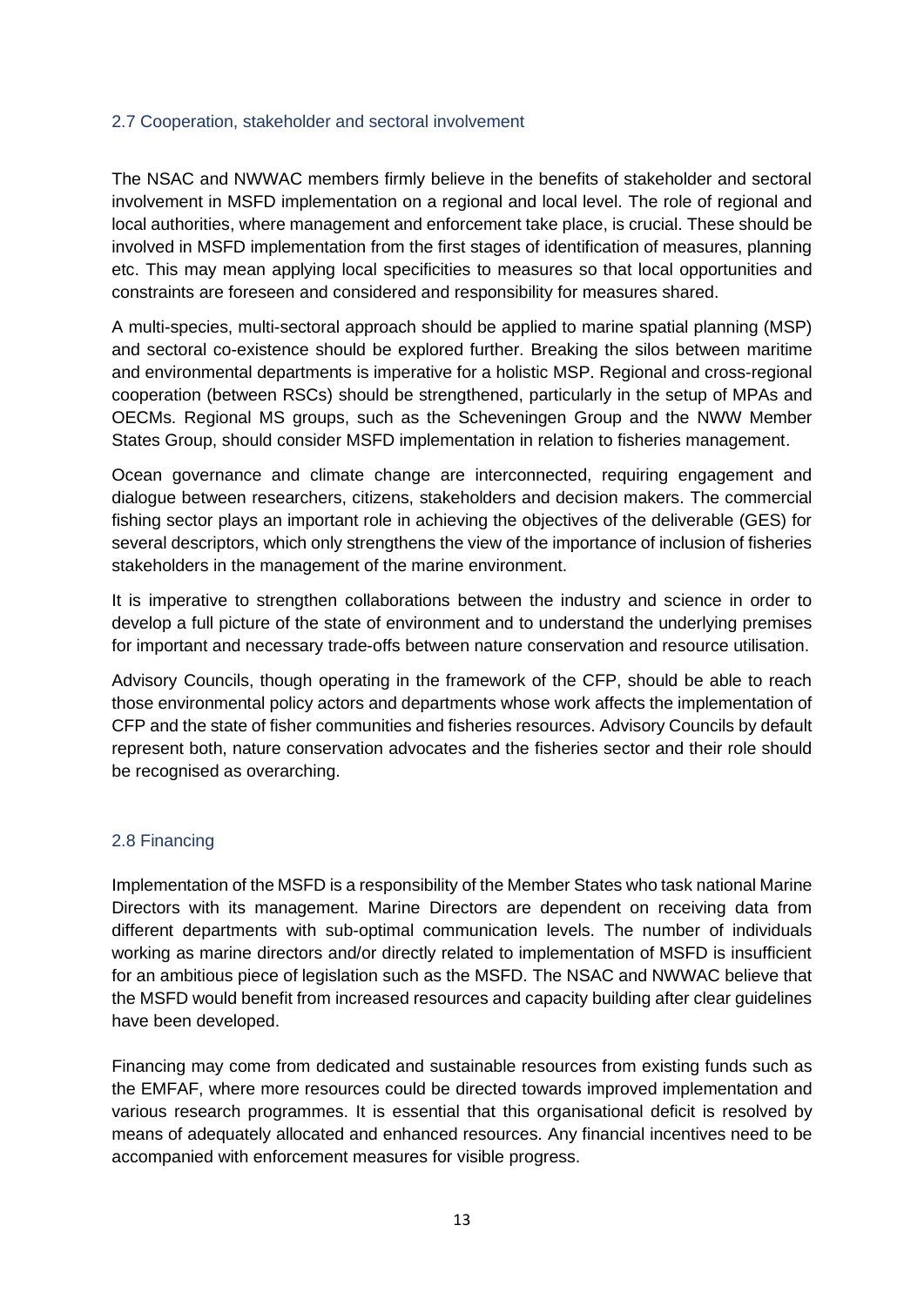## 2.7 Cooperation, stakeholder and sectoral involvement

The NSAC and NWWAC members firmly believe in the benefits of stakeholder and sectoral involvement in MSFD implementation on a regional and local level. The role of regional and local authorities, where management and enforcement take place, is crucial. These should be involved in MSFD implementation from the first stages of identification of measures, planning etc. This may mean applying local specificities to measures so that local opportunities and constraints are foreseen and considered and responsibility for measures shared.

A multi-species, multi-sectoral approach should be applied to marine spatial planning (MSP) and sectoral co-existence should be explored further. Breaking the silos between maritime and environmental departments is imperative for a holistic MSP. Regional and cross-regional cooperation (between RSCs) should be strengthened, particularly in the setup of MPAs and OECMs. Regional MS groups, such as the Scheveningen Group and the NWW Member States Group, should consider MSFD implementation in relation to fisheries management.

Ocean governance and climate change are interconnected, requiring engagement and dialogue between researchers, citizens, stakeholders and decision makers. The commercial fishing sector plays an important role in achieving the objectives of the deliverable (GES) for several descriptors, which only strengthens the view of the importance of inclusion of fisheries stakeholders in the management of the marine environment.

It is imperative to strengthen collaborations between the industry and science in order to develop a full picture of the state of environment and to understand the underlying premises for important and necessary trade-offs between nature conservation and resource utilisation.

Advisory Councils, though operating in the framework of the CFP, should be able to reach those environmental policy actors and departments whose work affects the implementation of CFP and the state of fisher communities and fisheries resources. Advisory Councils by default represent both, nature conservation advocates and the fisheries sector and their role should be recognised as overarching.

## 2.8 Financing

Implementation of the MSFD is a responsibility of the Member States who task national Marine Directors with its management. Marine Directors are dependent on receiving data from different departments with sub-optimal communication levels. The number of individuals working as marine directors and/or directly related to implementation of MSFD is insufficient for an ambitious piece of legislation such as the MSFD. The NSAC and NWWAC believe that the MSFD would benefit from increased resources and capacity building after clear guidelines have been developed.

Financing may come from dedicated and sustainable resources from existing funds such as the EMFAF, where more resources could be directed towards improved implementation and various research programmes. It is essential that this organisational deficit is resolved by means of adequately allocated and enhanced resources. Any financial incentives need to be accompanied with enforcement measures for visible progress.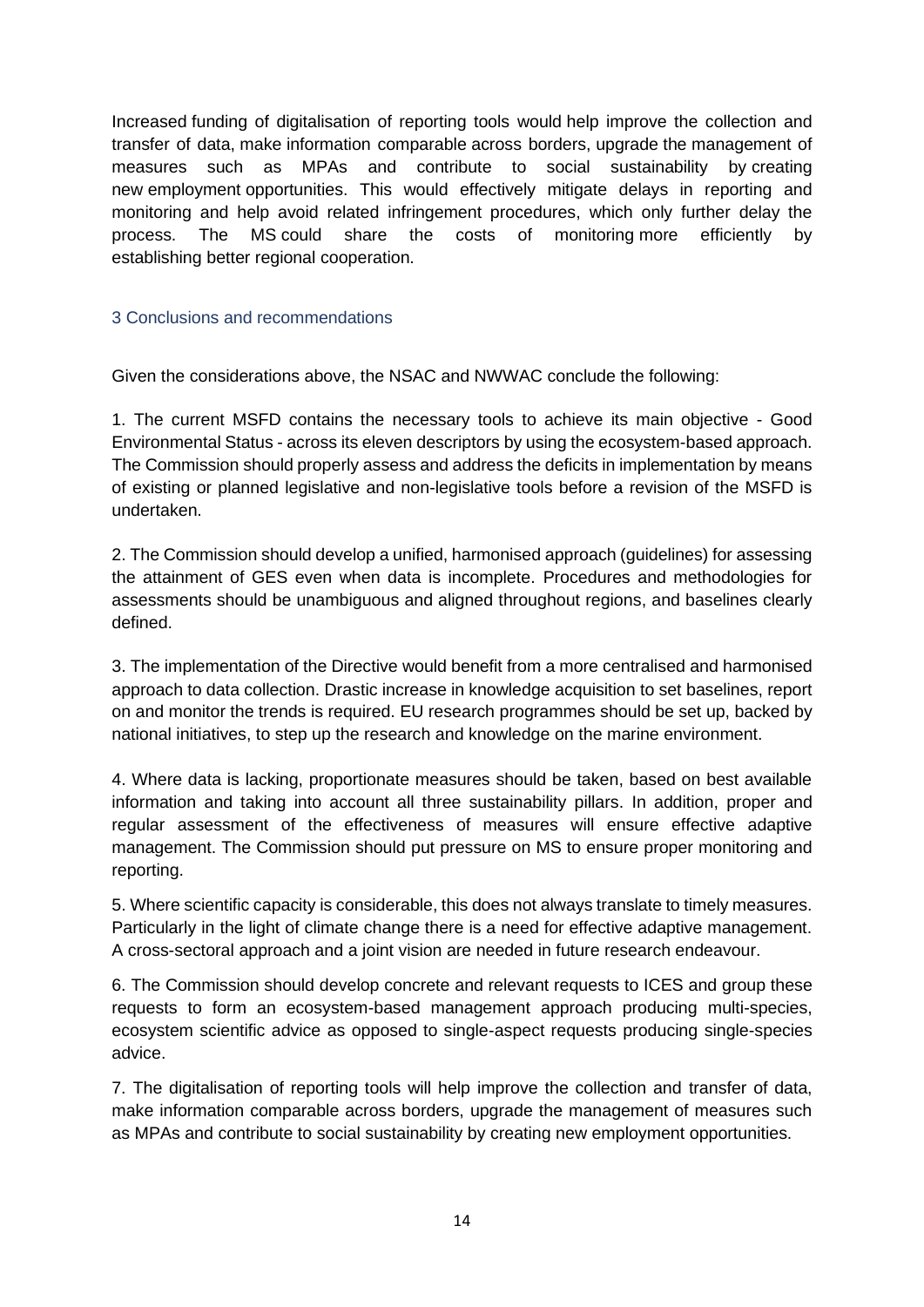Increased funding of digitalisation of reporting tools would help improve the collection and transfer of data, make information comparable across borders, upgrade the management of measures such as MPAs and contribute to social sustainability by creating new employment opportunities. This would effectively mitigate delays in reporting and monitoring and help avoid related infringement procedures, which only further delay the process. The MS could share the costs of monitoring more efficiently by establishing better regional cooperation.

## 3 Conclusions and recommendations

Given the considerations above, the NSAC and NWWAC conclude the following:

1. The current MSFD contains the necessary tools to achieve its main objective - Good Environmental Status - across its eleven descriptors by using the ecosystem-based approach. The Commission should properly assess and address the deficits in implementation by means of existing or planned legislative and non-legislative tools before a revision of the MSFD is undertaken.

2. The Commission should develop a unified, harmonised approach (guidelines) for assessing the attainment of GES even when data is incomplete. Procedures and methodologies for assessments should be unambiguous and aligned throughout regions, and baselines clearly defined.

3. The implementation of the Directive would benefit from a more centralised and harmonised approach to data collection. Drastic increase in knowledge acquisition to set baselines, report on and monitor the trends is required. EU research programmes should be set up, backed by national initiatives, to step up the research and knowledge on the marine environment.

4. Where data is lacking, proportionate measures should be taken, based on best available information and taking into account all three sustainability pillars. In addition, proper and regular assessment of the effectiveness of measures will ensure effective adaptive management. The Commission should put pressure on MS to ensure proper monitoring and reporting.

5. Where scientific capacity is considerable, this does not always translate to timely measures. Particularly in the light of climate change there is a need for effective adaptive management. A cross-sectoral approach and a joint vision are needed in future research endeavour.

6. The Commission should develop concrete and relevant requests to ICES and group these requests to form an ecosystem-based management approach producing multi-species, ecosystem scientific advice as opposed to single-aspect requests producing single-species advice.

7. The digitalisation of reporting tools will help improve the collection and transfer of data, make information comparable across borders, upgrade the management of measures such as MPAs and contribute to social sustainability by creating new employment opportunities.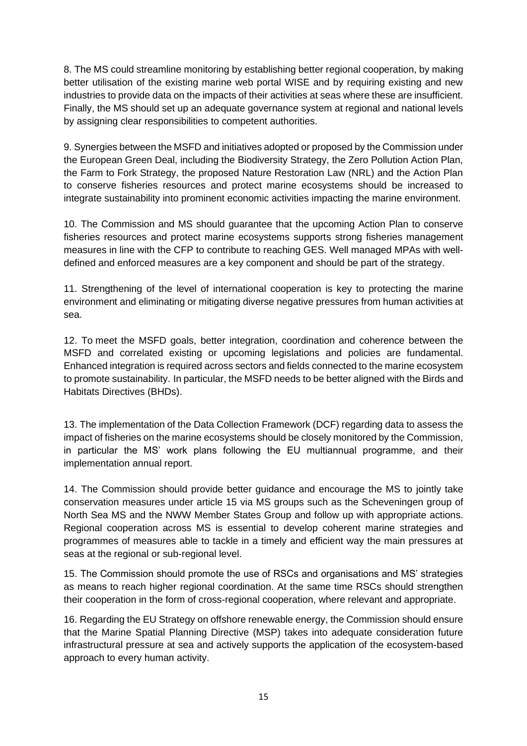8. The MS could streamline monitoring by establishing better regional cooperation, by making better utilisation of the existing marine web portal WISE and by requiring existing and new industries to provide data on the impacts of their activities at seas where these are insufficient. Finally, the MS should set up an adequate governance system at regional and national levels by assigning clear responsibilities to competent authorities.

9. Synergies between the MSFD and initiatives adopted or proposed by the Commission under the European Green Deal, including the Biodiversity Strategy, the Zero Pollution Action Plan, the Farm to Fork Strategy, the proposed Nature Restoration Law (NRL) and the Action Plan to conserve fisheries resources and protect marine ecosystems should be increased to integrate sustainability into prominent economic activities impacting the marine environment.

10. The Commission and MS should guarantee that the upcoming Action Plan to conserve fisheries resources and protect marine ecosystems supports strong fisheries management measures in line with the CFP to contribute to reaching GES. Well managed MPAs with well-defined and enforced measures are a key component and should be part of the strategy.

11. Strengthening of the level of international cooperation is key to protecting the marine environment and eliminating or mitigating diverse negative pressures from human activities at sea.

12. To meet the MSFD goals, better integration, coordination and coherence between the MSFD and correlated existing or upcoming legislations and policies are fundamental. Enhanced integration is required across sectors and fields connected to the marine ecosystem to promote sustainability. In particular, the MSFD needs to be better aligned with the Birds and Habitats Directives (BHDs).

13. The implementation of the Data Collection Framework (DCF) regarding data to assess the impact of fisheries on the marine ecosystems should be closely monitored by the Commission, in particular the MS' work plans following the EU multiannual programme, and their implementation annual report.

14. The Commission should provide better guidance and encourage the MS to jointly take conservation measures under article 15 via MS groups such as the Scheveningen group of North Sea MS and the NWW Member States Group and follow up with appropriate actions. Regional cooperation across MS is essential to develop coherent marine strategies and programmes of measures able to tackle in a timely and efficient way the main pressures at seas at the regional or sub-regional level.

15. The Commission should promote the use of RSCs and organisations and MS' strategies as means to reach higher regional coordination. At the same time RSCs should strengthen their cooperation in the form of cross-regional cooperation, where relevant and appropriate.

16. Regarding the EU Strategy on offshore renewable energy, the Commission should ensure that the Marine Spatial Planning Directive (MSP) takes into adequate consideration future infrastructural pressure at sea and actively supports the application of the ecosystem-based approach to every human activity.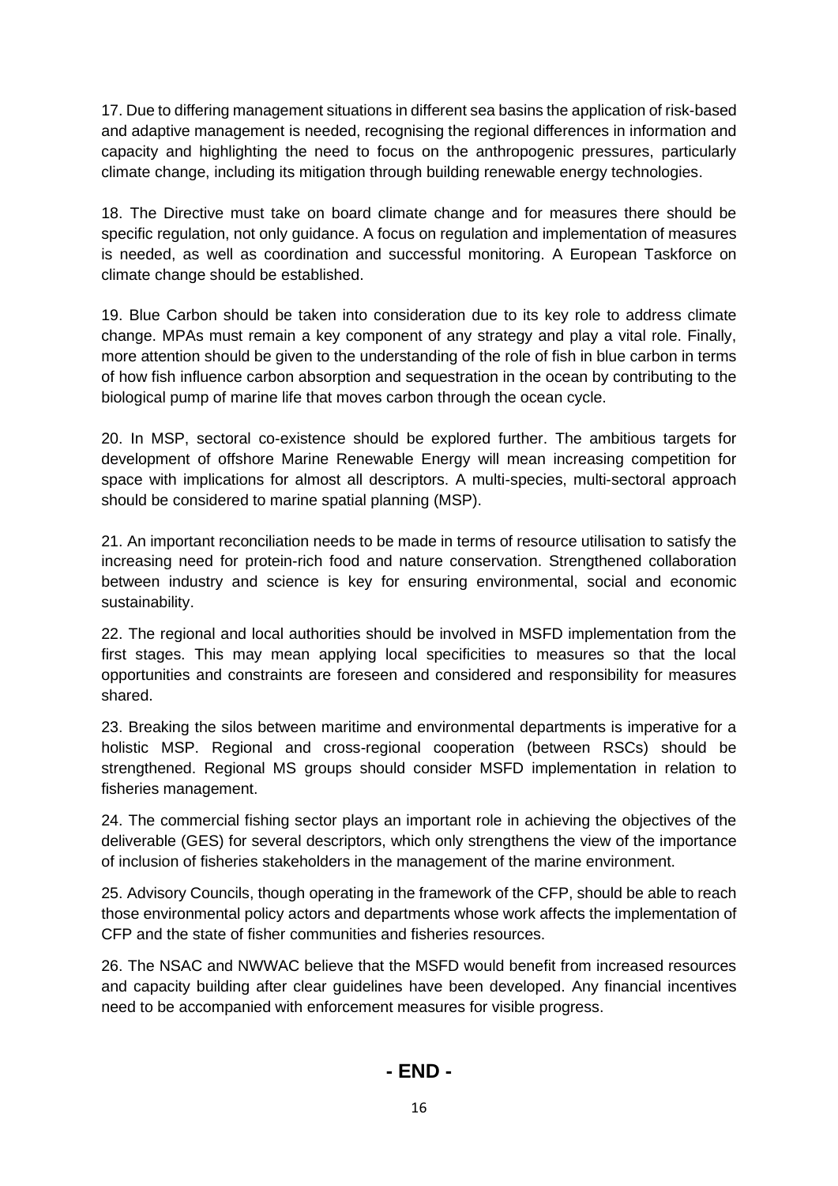17. Due to differing management situations in different sea basins the application of risk-based and adaptive management is needed, recognising the regional differences in information and capacity and highlighting the need to focus on the anthropogenic pressures, particularly climate change, including its mitigation through building renewable energy technologies.

18. The Directive must take on board climate change and for measures there should be specific regulation, not only guidance. A focus on regulation and implementation of measures is needed, as well as coordination and successful monitoring. A European Taskforce on climate change should be established.

19. Blue Carbon should be taken into consideration due to its key role to address climate change. MPAs must remain a key component of any strategy and play a vital role. Finally, more attention should be given to the understanding of the role of fish in blue carbon in terms of how fish influence carbon absorption and sequestration in the ocean by contributing to the biological pump of marine life that moves carbon through the ocean cycle.

20. In MSP, sectoral co-existence should be explored further. The ambitious targets for development of offshore Marine Renewable Energy will mean increasing competition for space with implications for almost all descriptors. A multi-species, multi-sectoral approach should be considered to marine spatial planning (MSP).

21. An important reconciliation needs to be made in terms of resource utilisation to satisfy the increasing need for protein-rich food and nature conservation. Strengthened collaboration between industry and science is key for ensuring environmental, social and economic sustainability.

22. The regional and local authorities should be involved in MSFD implementation from the first stages. This may mean applying local specificities to measures so that the local opportunities and constraints are foreseen and considered and responsibility for measures shared.

23. Breaking the silos between maritime and environmental departments is imperative for a holistic MSP. Regional and cross-regional cooperation (between RSCs) should be strengthened. Regional MS groups should consider MSFD implementation in relation to fisheries management.

24. The commercial fishing sector plays an important role in achieving the objectives of the deliverable (GES) for several descriptors, which only strengthens the view of the importance of inclusion of fisheries stakeholders in the management of the marine environment.

25. Advisory Councils, though operating in the framework of the CFP, should be able to reach those environmental policy actors and departments whose work affects the implementation of CFP and the state of fisher communities and fisheries resources.

26. The NSAC and NWWAC believe that the MSFD would benefit from increased resources and capacity building after clear guidelines have been developed. Any financial incentives need to be accompanied with enforcement measures for visible progress.

**- END -**